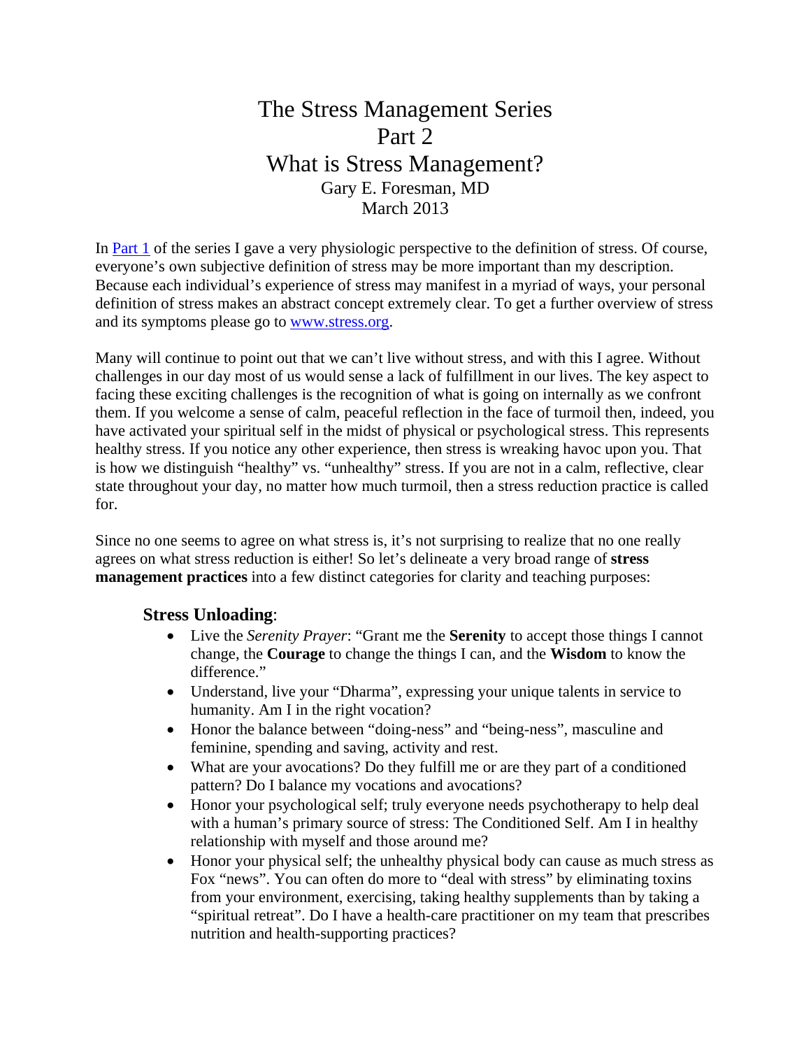# The Stress Management Series
# Part 2
# What is Stress Management?

Gary E. Foresman, MD
March 2013

In [Part 1](#) of the series I gave a very physiologic perspective to the definition of stress. Of course, everyone's own subjective definition of stress may be more important than my description. Because each individual's experience of stress may manifest in a myriad of ways, your personal definition of stress makes an abstract concept extremely clear. To get a further overview of stress and its symptoms please go to [www.stress.org](http://www.stress.org).

Many will continue to point out that we can't live without stress, and with this I agree. Without challenges in our day most of us would sense a lack of fulfillment in our lives. The key aspect to facing these exciting challenges is the recognition of what is going on internally as we confront them. If you welcome a sense of calm, peaceful reflection in the face of turmoil then, indeed, you have activated your spiritual self in the midst of physical or psychological stress. This represents healthy stress. If you notice any other experience, then stress is wreaking havoc upon you. That is how we distinguish "healthy" vs. "unhealthy" stress. If you are not in a calm, reflective, clear state throughout your day, no matter how much turmoil, then a stress reduction practice is called for.

Since no one seems to agree on what stress is, it's not surprising to realize that no one really agrees on what stress reduction is either! So let's delineate a very broad range of **stress management practices** into a few distinct categories for clarity and teaching purposes:

### Stress Unloading:

- Live the *Serenity Prayer*: "Grant me the **Serenity** to accept those things I cannot change, the **Courage** to change the things I can, and the **Wisdom** to know the difference."
- Understand, live your "Dharma", expressing your unique talents in service to humanity. Am I in the right vocation?
- Honor the balance between "doing-ness" and "being-ness", masculine and feminine, spending and saving, activity and rest.
- What are your avocations? Do they fulfill me or are they part of a conditioned pattern? Do I balance my vocations and avocations?
- Honor your psychological self; truly everyone needs psychotherapy to help deal with a human's primary source of stress: The Conditioned Self. Am I in healthy relationship with myself and those around me?
- Honor your physical self; the unhealthy physical body can cause as much stress as Fox "news". You can often do more to "deal with stress" by eliminating toxins from your environment, exercising, taking healthy supplements than by taking a "spiritual retreat". Do I have a health-care practitioner on my team that prescribes nutrition and health-supporting practices?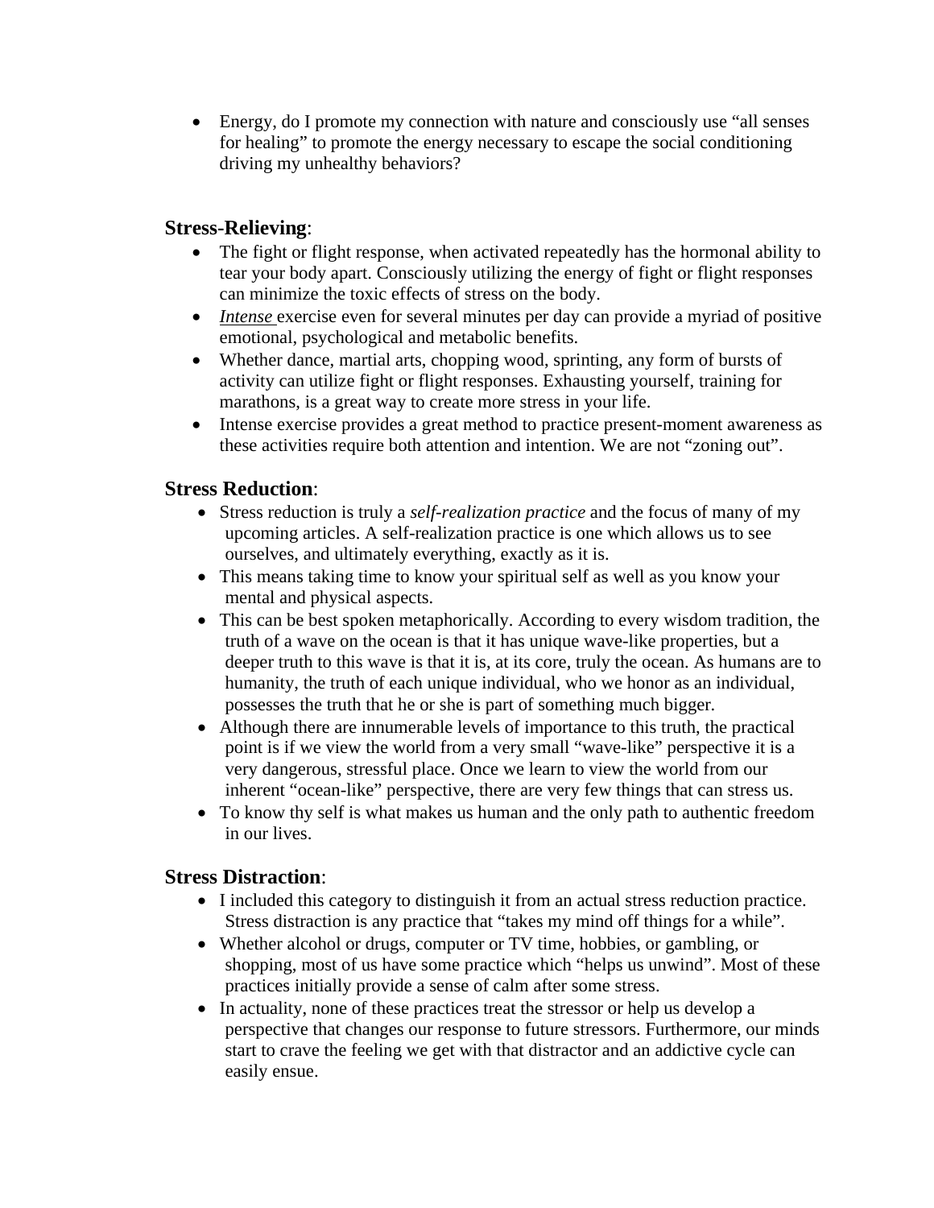- Energy, do I promote my connection with nature and consciously use “all senses for healing” to promote the energy necessary to escape the social conditioning driving my unhealthy behaviors?

## **Stress-Relieving**:

- The fight or flight response, when activated repeatedly has the hormonal ability to tear your body apart. Consciously utilizing the energy of fight or flight responses can minimize the toxic effects of stress on the body.
- *Intense* exercise even for several minutes per day can provide a myriad of positive emotional, psychological and metabolic benefits.
- Whether dance, martial arts, chopping wood, sprinting, any form of bursts of activity can utilize fight or flight responses. Exhausting yourself, training for marathons, is a great way to create more stress in your life.
- Intense exercise provides a great method to practice present-moment awareness as these activities require both attention and intention. We are not “zoning out”.

## **Stress Reduction**:

- Stress reduction is truly a *self-realization practice* and the focus of many of my upcoming articles. A self-realization practice is one which allows us to see ourselves, and ultimately everything, exactly as it is.
- This means taking time to know your spiritual self as well as you know your mental and physical aspects.
- This can be best spoken metaphorically. According to every wisdom tradition, the truth of a wave on the ocean is that it has unique wave-like properties, but a deeper truth to this wave is that it is, at its core, truly the ocean. As humans are to humanity, the truth of each unique individual, who we honor as an individual, possesses the truth that he or she is part of something much bigger.
- Although there are innumerable levels of importance to this truth, the practical point is if we view the world from a very small “wave-like” perspective it is a very dangerous, stressful place. Once we learn to view the world from our inherent “ocean-like” perspective, there are very few things that can stress us.
- To know thy self is what makes us human and the only path to authentic freedom in our lives.

## **Stress Distraction**:

- I included this category to distinguish it from an actual stress reduction practice. Stress distraction is any practice that “takes my mind off things for a while”.
- Whether alcohol or drugs, computer or TV time, hobbies, or gambling, or shopping, most of us have some practice which “helps us unwind”. Most of these practices initially provide a sense of calm after some stress.
- In actuality, none of these practices treat the stressor or help us develop a perspective that changes our response to future stressors. Furthermore, our minds start to crave the feeling we get with that distractor and an addictive cycle can easily ensue.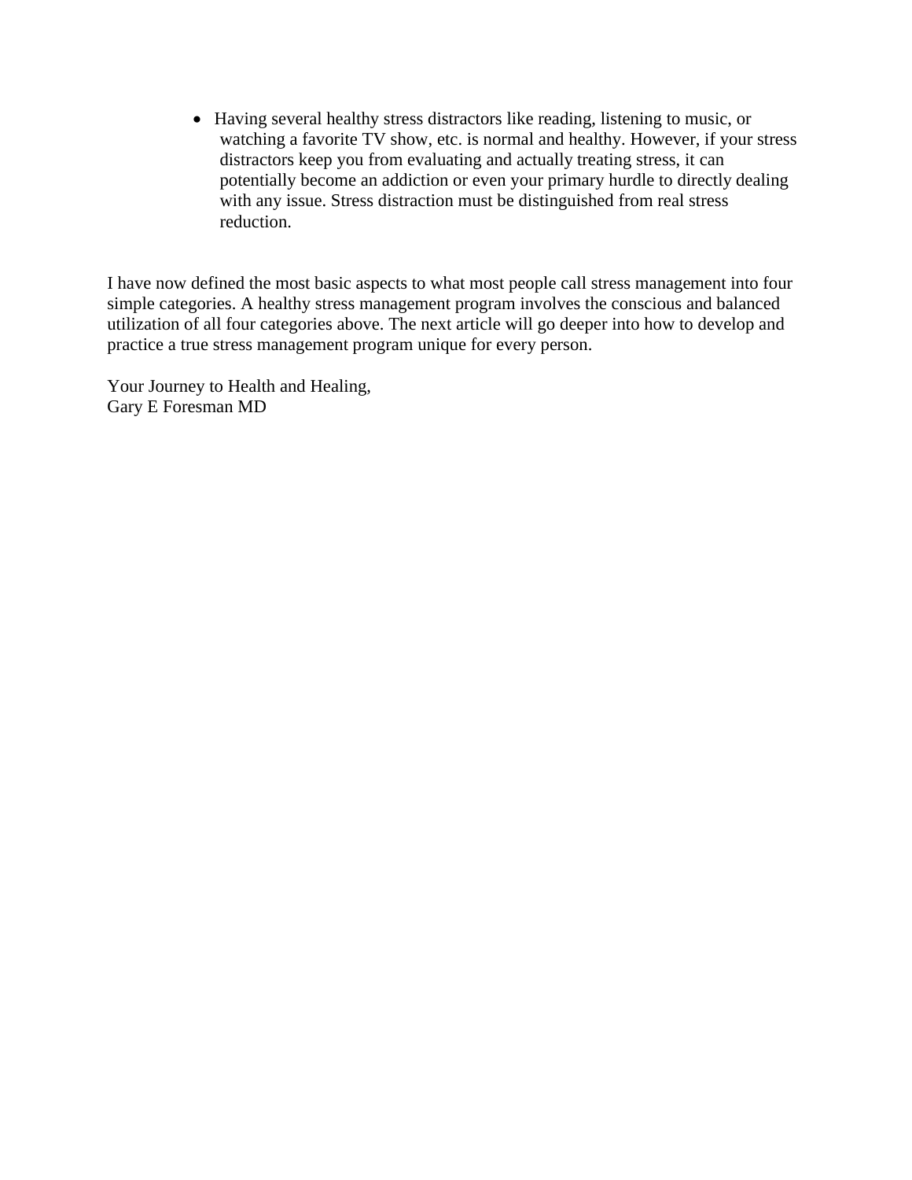- Having several healthy stress distractors like reading, listening to music, or watching a favorite TV show, etc. is normal and healthy. However, if your stress distractors keep you from evaluating and actually treating stress, it can potentially become an addiction or even your primary hurdle to directly dealing with any issue. Stress distraction must be distinguished from real stress reduction.

I have now defined the most basic aspects to what most people call stress management into four simple categories. A healthy stress management program involves the conscious and balanced utilization of all four categories above. The next article will go deeper into how to develop and practice a true stress management program unique for every person.

Your Journey to Health and Healing,
Gary E Foresman MD